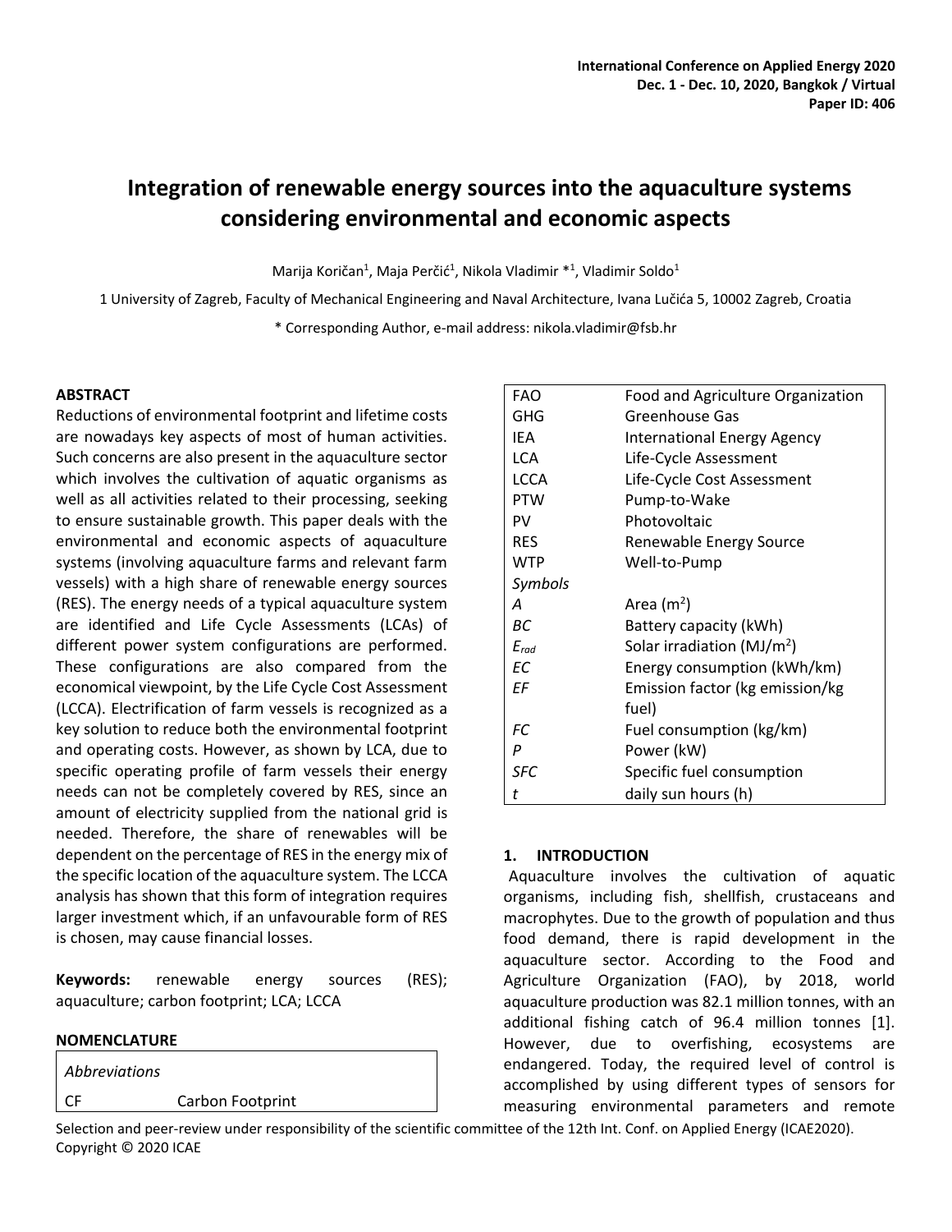# Integration of renewable energy sources into the aquaculture systems considering environmental and economic aspects

Marija Koričan[1], Maja Perčić[1], Nikola Vladimir *[1], Vladimir Soldo[1]

1 University of Zagreb, Faculty of Mechanical Engineering and Naval Architecture, Ivana Lučića 5, 10002 Zagreb, Croatia

* Corresponding Author, e-mail address: nikola.vladimir@fsb.hr

## ABSTRACT

Reductions of environmental footprint and lifetime costs are nowadays key aspects of most of human activities. Such concerns are also present in the aquaculture sector which involves the cultivation of aquatic organisms as well as all activities related to their processing, seeking to ensure sustainable growth. This paper deals with the environmental and economic aspects of aquaculture systems (involving aquaculture farms and relevant farm vessels) with a high share of renewable energy sources (RES). The energy needs of a typical aquaculture system are identified and Life Cycle Assessments (LCAs) of different power system configurations are performed. These configurations are also compared from the economical viewpoint, by the Life Cycle Cost Assessment (LCCA). Electrification of farm vessels is recognized as a key solution to reduce both the environmental footprint and operating costs. However, as shown by LCA, due to specific operating profile of farm vessels their energy needs can not be completely covered by RES, since an amount of electricity supplied from the national grid is needed. Therefore, the share of renewables will be dependent on the percentage of RES in the energy mix of the specific location of the aquaculture system. The LCCA analysis has shown that this form of integration requires larger investment which, if an unfavourable form of RES is chosen, may cause financial losses.

**Keywords:** renewable energy sources (RES); aquaculture; carbon footprint; LCA; LCCA

## NOMENCLATURE

| | |
|---|---|
| *Abbreviations* | |
| CF | Carbon Footprint |
| FAO | Food and Agriculture Organization |
| GHG | Greenhouse Gas |
| IEA | International Energy Agency |
| LCA | Life-Cycle Assessment |
| LCCA | Life-Cycle Cost Assessment |
| PTW | Pump-to-Wake |
| PV | Photovoltaic |
| RES | Renewable Energy Source |
| WTP | Well-to-Pump |
| *Symbols* | |
| $A$ | Area ($m^2$) |
| $BC$ | Battery capacity (kWh) |
| $E_{rad}$ | Solar irradiation ($MJ/m^2$) |
| $EC$ | Energy consumption (kWh/km) |
| $EF$ | Emission factor (kg emission/kg fuel) |
| $FC$ | Fuel consumption (kg/km) |
| $P$ | Power (kW) |
| $SFC$ | Specific fuel consumption |
| $t$ | daily sun hours (h) |

## 1. INTRODUCTION

Aquaculture involves the cultivation of aquatic organisms, including fish, shellfish, crustaceans and macrophytes. Due to the growth of population and thus food demand, there is rapid development in the aquaculture sector. According to the Food and Agriculture Organization (FAO), by 2018, world aquaculture production was 82.1 million tonnes, with an additional fishing catch of 96.4 million tonnes [1]. However, due to overfishing, ecosystems are endangered. Today, the required level of control is accomplished by using different types of sensors for measuring environmental parameters and remote

Selection and peer-review under responsibility of the scientific committee of the 12th Int. Conf. on Applied Energy (ICAE2020).
Copyright © 2020 ICAE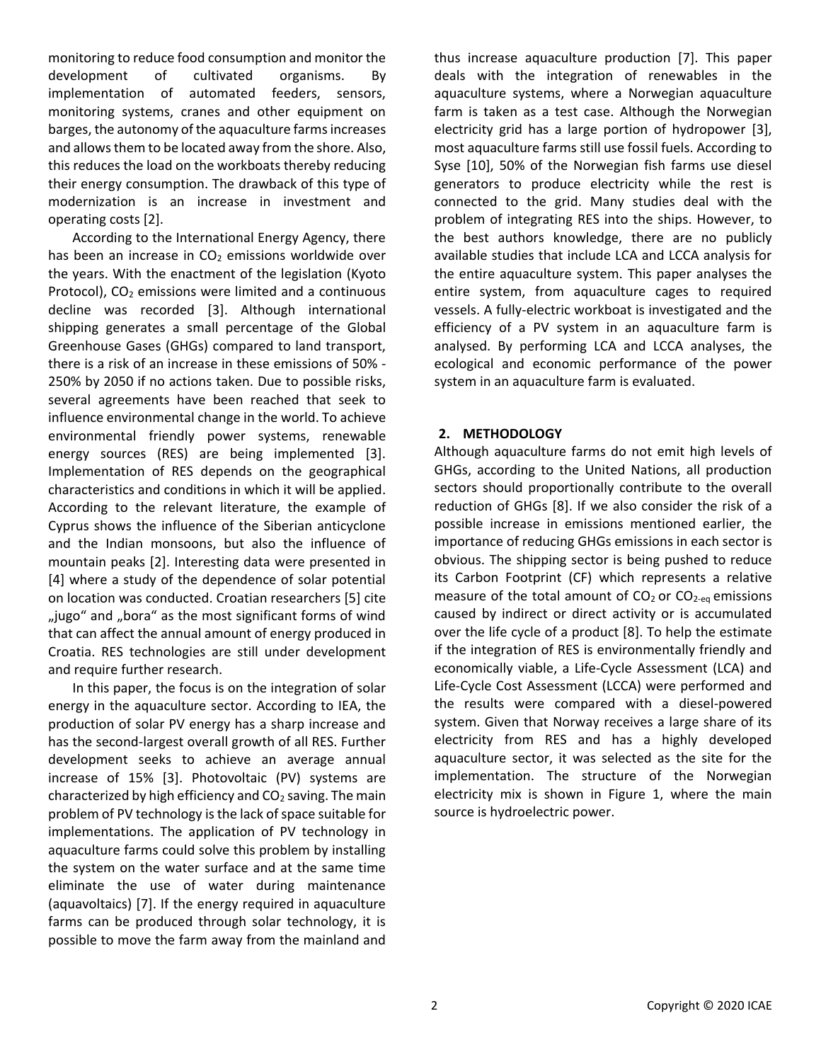monitoring to reduce food consumption and monitor the development of cultivated organisms. By implementation of automated feeders, sensors, monitoring systems, cranes and other equipment on barges, the autonomy of the aquaculture farms increases and allows them to be located away from the shore. Also, this reduces the load on the workboats thereby reducing their energy consumption. The drawback of this type of modernization is an increase in investment and operating costs [2].

According to the International Energy Agency, there has been an increase in $CO_2$ emissions worldwide over the years. With the enactment of the legislation (Kyoto Protocol), $CO_2$ emissions were limited and a continuous decline was recorded [3]. Although international shipping generates a small percentage of the Global Greenhouse Gases (GHGs) compared to land transport, there is a risk of an increase in these emissions of 50% - 250% by 2050 if no actions taken. Due to possible risks, several agreements have been reached that seek to influence environmental change in the world. To achieve environmental friendly power systems, renewable energy sources (RES) are being implemented [3]. Implementation of RES depends on the geographical characteristics and conditions in which it will be applied. According to the relevant literature, the example of Cyprus shows the influence of the Siberian anticyclone and the Indian monsoons, but also the influence of mountain peaks [2]. Interesting data were presented in [4] where a study of the dependence of solar potential on location was conducted. Croatian researchers [5] cite „jugo“ and „bora“ as the most significant forms of wind that can affect the annual amount of energy produced in Croatia. RES technologies are still under development and require further research.

In this paper, the focus is on the integration of solar energy in the aquaculture sector. According to IEA, the production of solar PV energy has a sharp increase and has the second-largest overall growth of all RES. Further development seeks to achieve an average annual increase of 15% [3]. Photovoltaic (PV) systems are characterized by high efficiency and $CO_2$ saving. The main problem of PV technology is the lack of space suitable for implementations. The application of PV technology in aquaculture farms could solve this problem by installing the system on the water surface and at the same time eliminate the use of water during maintenance (aquavoltaics) [7]. If the energy required in aquaculture farms can be produced through solar technology, it is possible to move the farm away from the mainland and thus increase aquaculture production [7]. This paper deals with the integration of renewables in the aquaculture systems, where a Norwegian aquaculture farm is taken as a test case. Although the Norwegian electricity grid has a large portion of hydropower [3], most aquaculture farms still use fossil fuels. According to Syse [10], 50% of the Norwegian fish farms use diesel generators to produce electricity while the rest is connected to the grid. Many studies deal with the problem of integrating RES into the ships. However, to the best authors knowledge, there are no publicly available studies that include LCA and LCCA analysis for the entire aquaculture system. This paper analyses the entire system, from aquaculture cages to required vessels. A fully-electric workboat is investigated and the efficiency of a PV system in an aquaculture farm is analysed. By performing LCA and LCCA analyses, the ecological and economic performance of the power system in an aquaculture farm is evaluated.

## 2. METHODOLOGY

Although aquaculture farms do not emit high levels of GHGs, according to the United Nations, all production sectors should proportionally contribute to the overall reduction of GHGs [8]. If we also consider the risk of a possible increase in emissions mentioned earlier, the importance of reducing GHGs emissions in each sector is obvious. The shipping sector is being pushed to reduce its Carbon Footprint (CF) which represents a relative measure of the total amount of $CO_2$ or $CO_{2\text{-eq}}$ emissions caused by indirect or direct activity or is accumulated over the life cycle of a product [8]. To help the estimate if the integration of RES is environmentally friendly and economically viable, a Life-Cycle Assessment (LCA) and Life-Cycle Cost Assessment (LCCA) were performed and the results were compared with a diesel-powered system. Given that Norway receives a large share of its electricity from RES and has a highly developed aquaculture sector, it was selected as the site for the implementation. The structure of the Norwegian electricity mix is shown in Figure 1, where the main source is hydroelectric power.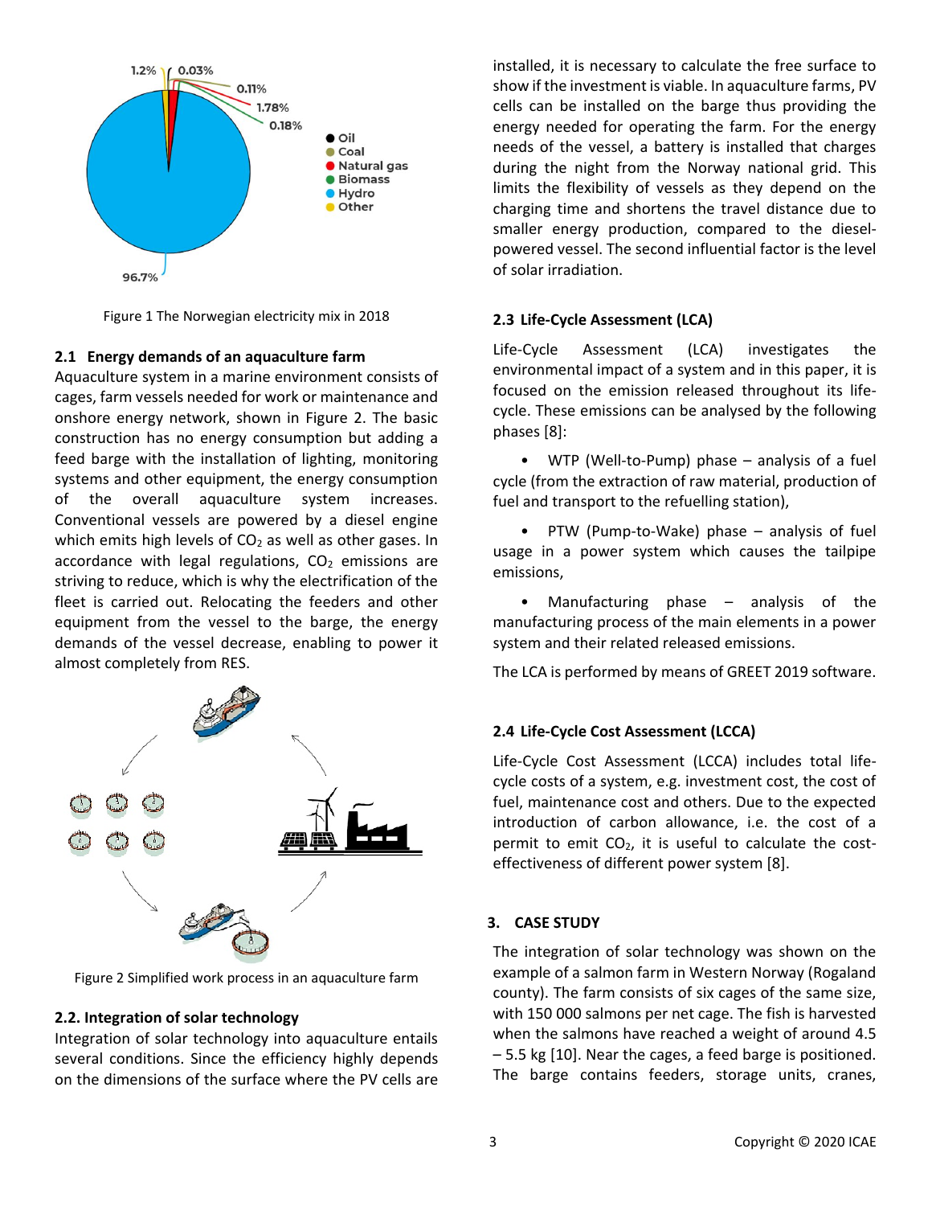Figure 1 The Norwegian electricity mix in 2018

### 2.1 Energy demands of an aquaculture farm

Aquaculture system in a marine environment consists of cages, farm vessels needed for work or maintenance and onshore energy network, shown in Figure 2. The basic construction has no energy consumption but adding a feed barge with the installation of lighting, monitoring systems and other equipment, the energy consumption of the overall aquaculture system increases. Conventional vessels are powered by a diesel engine which emits high levels of $CO_2$ as well as other gases. In accordance with legal regulations, $CO_2$ emissions are striving to reduce, which is why the electrification of the fleet is carried out. Relocating the feeders and other equipment from the vessel to the barge, the energy demands of the vessel decrease, enabling to power it almost completely from RES.

Figure 2 Simplified work process in an aquaculture farm

### 2.2. Integration of solar technology

Integration of solar technology into aquaculture entails several conditions. Since the efficiency highly depends on the dimensions of the surface where the PV cells are installed, it is necessary to calculate the free surface to show if the investment is viable. In aquaculture farms, PV cells can be installed on the barge thus providing the energy needed for operating the farm. For the energy needs of the vessel, a battery is installed that charges during the night from the Norway national grid. This limits the flexibility of vessels as they depend on the charging time and shortens the travel distance due to smaller energy production, compared to the diesel-powered vessel. The second influential factor is the level of solar irradiation.

### 2.3 Life-Cycle Assessment (LCA)

Life-Cycle Assessment (LCA) investigates the environmental impact of a system and in this paper, it is focused on the emission released throughout its life-cycle. These emissions can be analysed by the following phases [8]:

- WTP (Well-to-Pump) phase – analysis of a fuel cycle (from the extraction of raw material, production of fuel and transport to the refuelling station),
- PTW (Pump-to-Wake) phase – analysis of fuel usage in a power system which causes the tailpipe emissions,
- Manufacturing phase – analysis of the manufacturing process of the main elements in a power system and their related released emissions.

The LCA is performed by means of GREET 2019 software.

### 2.4 Life-Cycle Cost Assessment (LCCA)

Life-Cycle Cost Assessment (LCCA) includes total life-cycle costs of a system, e.g. investment cost, the cost of fuel, maintenance cost and others. Due to the expected introduction of carbon allowance, i.e. the cost of a permit to emit $CO_2$, it is useful to calculate the cost-effectiveness of different power system [8].

## 3. CASE STUDY

The integration of solar technology was shown on the example of a salmon farm in Western Norway (Rogaland county). The farm consists of six cages of the same size, with 150 000 salmons per net cage. The fish is harvested when the salmons have reached a weight of around 4.5 – 5.5 kg [10]. Near the cages, a feed barge is positioned. The barge contains feeders, storage units, cranes,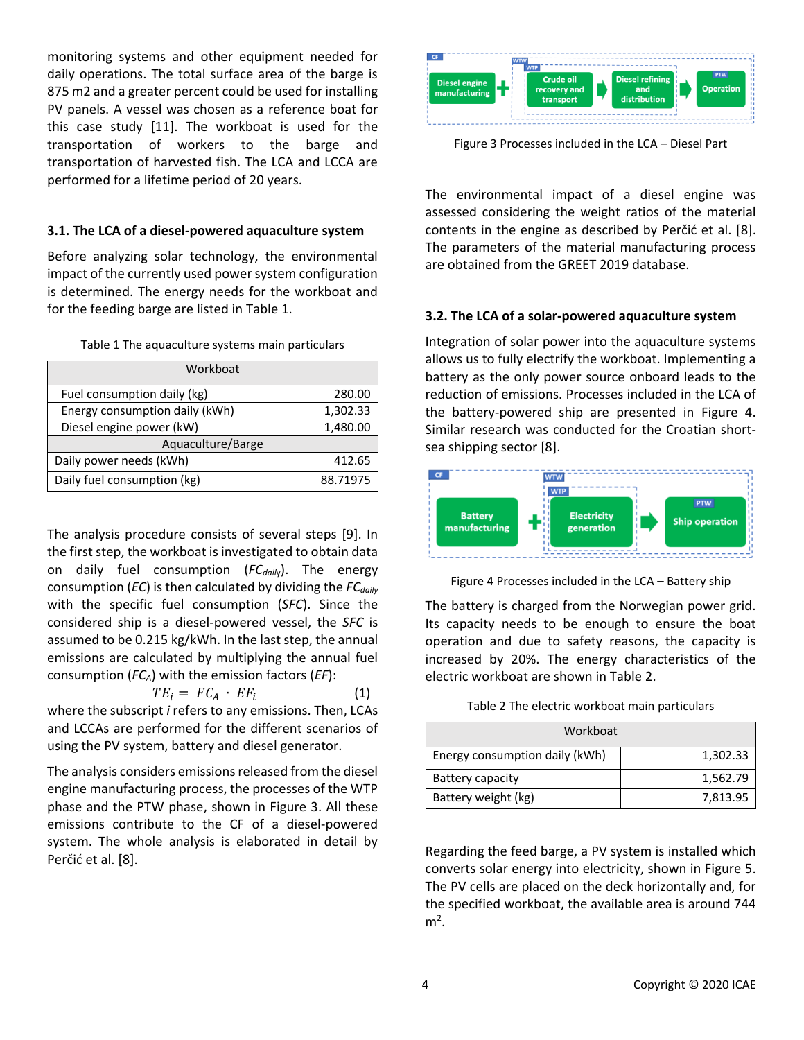monitoring systems and other equipment needed for daily operations. The total surface area of the barge is 875 m2 and a greater percent could be used for installing PV panels. A vessel was chosen as a reference boat for this case study [11]. The workboat is used for the transportation of workers to the barge and transportation of harvested fish. The LCA and LCCA are performed for a lifetime period of 20 years.

### 3.1. The LCA of a diesel-powered aquaculture system

Before analyzing solar technology, the environmental impact of the currently used power system configuration is determined. The energy needs for the workboat and for the feeding barge are listed in Table 1.

Table 1 The aquaculture systems main particulars

| Workboat | |
|---|---|
| Fuel consumption daily (kg) | 280.00 |
| Energy consumption daily (kWh) | 1,302.33 |
| Diesel engine power (kW) | 1,480.00 |
| Aquaculture/Barge | |
| Daily power needs (kWh) | 412.65 |
| Daily fuel consumption (kg) | 88.71975 |

The analysis procedure consists of several steps [9]. In the first step, the workboat is investigated to obtain data on daily fuel consumption ($FC_{daily}$). The energy consumption ($EC$) is then calculated by dividing the $FC_{daily}$ with the specific fuel consumption ($SFC$). Since the considered ship is a diesel-powered vessel, the $SFC$ is assumed to be 0.215 kg/kWh. In the last step, the annual emissions are calculated by multiplying the annual fuel consumption ($FC_A$) with the emission factors ($EF$):

$$TE_i = FC_A \cdot EF_i \qquad (1)$$

where the subscript $i$ refers to any emissions. Then, LCAs and LCCAs are performed for the different scenarios of using the PV system, battery and diesel generator.

The analysis considers emissions released from the diesel engine manufacturing process, the processes of the WTP phase and the PTW phase, shown in Figure 3. All these emissions contribute to the CF of a diesel-powered system. The whole analysis is elaborated in detail by Perčić et al. [8].

CF | WTW | WTP | Diesel engine manufacturing + Crude oil recovery and transport → Diesel refining and distribution → PTW Operation

Figure 3 Processes included in the LCA – Diesel Part

The environmental impact of a diesel engine was assessed considering the weight ratios of the material contents in the engine as described by Perčić et al. [8]. The parameters of the material manufacturing process are obtained from the GREET 2019 database.

### 3.2. The LCA of a solar-powered aquaculture system

Integration of solar power into the aquaculture systems allows us to fully electrify the workboat. Implementing a battery as the only power source onboard leads to the reduction of emissions. Processes included in the LCA of the battery-powered ship are presented in Figure 4. Similar research was conducted for the Croatian short-sea shipping sector [8].

CF | WTW | WTP | Battery manufacturing + Electricity generation → PTW Ship operation

Figure 4 Processes included in the LCA – Battery ship

The battery is charged from the Norwegian power grid. Its capacity needs to be enough to ensure the boat operation and due to safety reasons, the capacity is increased by 20%. The energy characteristics of the electric workboat are shown in Table 2.

Table 2 The electric workboat main particulars

| Workboat | |
|---|---|
| Energy consumption daily (kWh) | 1,302.33 |
| Battery capacity | 1,562.79 |
| Battery weight (kg) | 7,813.95 |

Regarding the feed barge, a PV system is installed which converts solar energy into electricity, shown in Figure 5. The PV cells are placed on the deck horizontally and, for the specified workboat, the available area is around 744 $m^2$.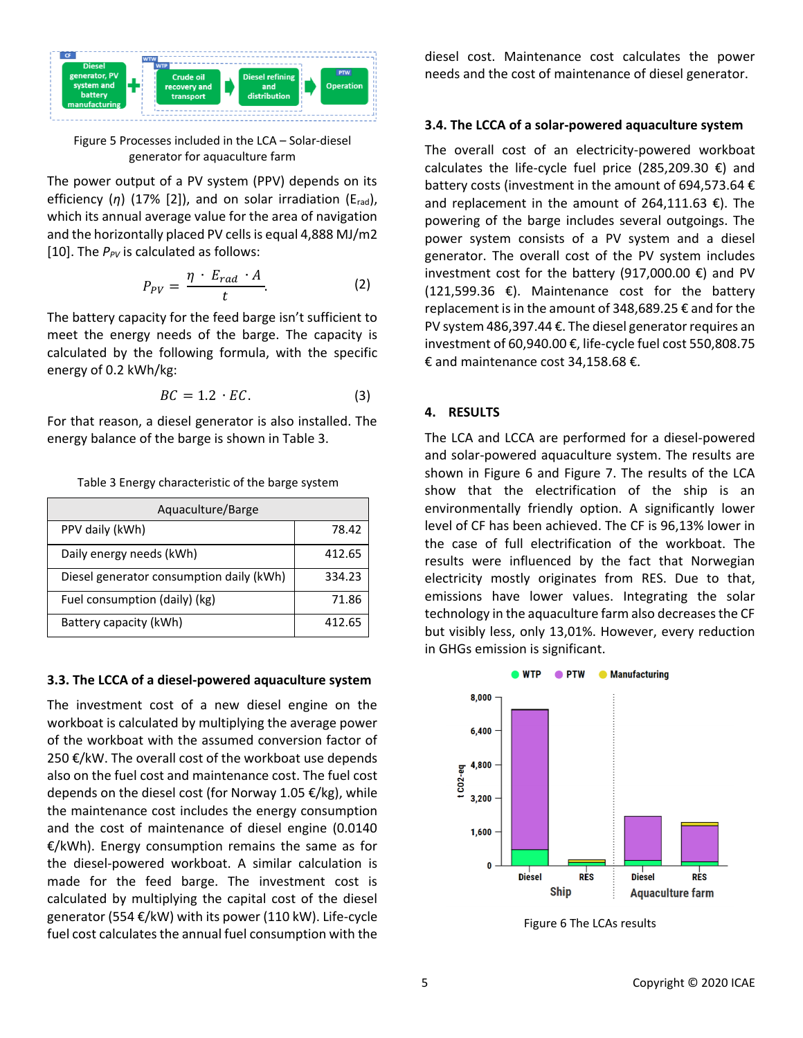Figure 5 Processes included in the LCA – Solar-diesel generator for aquaculture farm

The power output of a PV system (PPV) depends on its efficiency ($\eta$) (17% [2]), and on solar irradiation ($E_{rad}$), which its annual average value for the area of navigation and the horizontally placed PV cells is equal 4,888 MJ/m2 [10]. The $P_{PV}$ is calculated as follows:

$$P_{PV} = \frac{\eta \cdot E_{rad} \cdot A}{t}. \quad (2)$$

The battery capacity for the feed barge isn't sufficient to meet the energy needs of the barge. The capacity is calculated by the following formula, with the specific energy of 0.2 kWh/kg:

$$BC = 1.2 \cdot EC. \quad (3)$$

For that reason, a diesel generator is also installed. The energy balance of the barge is shown in Table 3.

Table 3 Energy characteristic of the barge system

| Aquaculture/Barge | |
|---|---|
| PPV daily (kWh) | 78.42 |
| Daily energy needs (kWh) | 412.65 |
| Diesel generator consumption daily (kWh) | 334.23 |
| Fuel consumption (daily) (kg) | 71.86 |
| Battery capacity (kWh) | 412.65 |

### 3.3. The LCCA of a diesel-powered aquaculture system

The investment cost of a new diesel engine on the workboat is calculated by multiplying the average power of the workboat with the assumed conversion factor of 250 €/kW. The overall cost of the workboat use depends also on the fuel cost and maintenance cost. The fuel cost depends on the diesel cost (for Norway 1.05 €/kg), while the maintenance cost includes the energy consumption and the cost of maintenance of diesel engine (0.0140 €/kWh). Energy consumption remains the same as for the diesel-powered workboat. A similar calculation is made for the feed barge. The investment cost is calculated by multiplying the capital cost of the diesel generator (554 €/kW) with its power (110 kW). Life-cycle fuel cost calculates the annual fuel consumption with the diesel cost. Maintenance cost calculates the power needs and the cost of maintenance of diesel generator.

### 3.4. The LCCA of a solar-powered aquaculture system

The overall cost of an electricity-powered workboat calculates the life-cycle fuel price (285,209.30 €) and battery costs (investment in the amount of 694,573.64 € and replacement in the amount of 264,111.63 €). The powering of the barge includes several outgoings. The power system consists of a PV system and a diesel generator. The overall cost of the PV system includes investment cost for the battery (917,000.00 €) and PV (121,599.36 €). Maintenance cost for the battery replacement is in the amount of 348,689.25 € and for the PV system 486,397.44 €. The diesel generator requires an investment of 60,940.00 €, life-cycle fuel cost 550,808.75 € and maintenance cost 34,158.68 €.

## 4. RESULTS

The LCA and LCCA are performed for a diesel-powered and solar-powered aquaculture system. The results are shown in Figure 6 and Figure 7. The results of the LCA show that the electrification of the ship is an environmentally friendly option. A significantly lower level of CF has been achieved. The CF is 96,13% lower in the case of full electrification of the workboat. The results were influenced by the fact that Norwegian electricity mostly originates from RES. Due to that, emissions have lower values. Integrating the solar technology in the aquaculture farm also decreases the CF but visibly less, only 13,01%. However, every reduction in GHGs emission is significant.

Figure 6 The LCAs results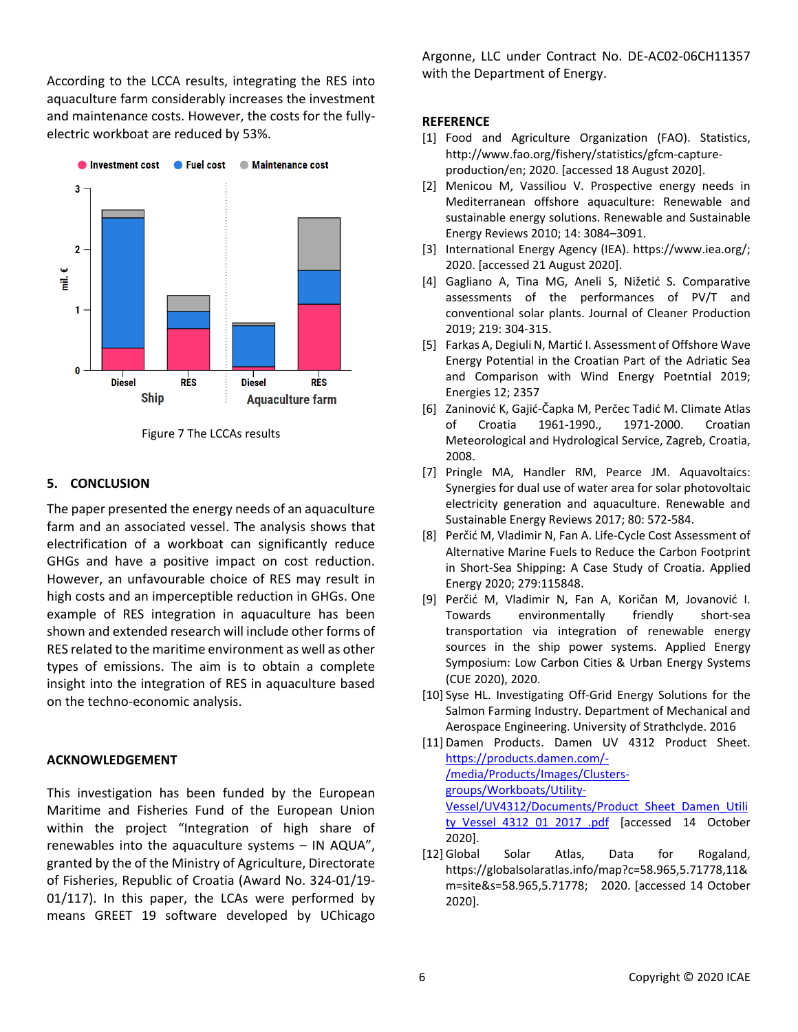According to the LCCA results, integrating the RES into aquaculture farm considerably increases the investment and maintenance costs. However, the costs for the fully-electric workboat are reduced by 53%.

Investment cost
Fuel cost
Maintenance cost

mil. €
0
1
2
3

Diesel
RES
Ship

Diesel
RES
Aquaculture farm

Figure 7 The LCCAs results

## 5. CONCLUSION

The paper presented the energy needs of an aquaculture farm and an associated vessel. The analysis shows that electrification of a workboat can significantly reduce GHGs and have a positive impact on cost reduction. However, an unfavourable choice of RES may result in high costs and an imperceptible reduction in GHGs. One example of RES integration in aquaculture has been shown and extended research will include other forms of RES related to the maritime environment as well as other types of emissions. The aim is to obtain a complete insight into the integration of RES in aquaculture based on the techno-economic analysis.

## ACKNOWLEDGEMENT

This investigation has been funded by the European Maritime and Fisheries Fund of the European Union within the project "Integration of high share of renewables into the aquaculture systems – IN AQUA", granted by the of the Ministry of Agriculture, Directorate of Fisheries, Republic of Croatia (Award No. 324-01/19-01/117). In this paper, the LCAs were performed by means GREET 19 software developed by UChicago Argonne, LLC under Contract No. DE-AC02-06CH11357 with the Department of Energy.

## REFERENCE

[1] Food and Agriculture Organization (FAO). Statistics, http://www.fao.org/fishery/statistics/gfcm-capture-production/en; 2020. [accessed 18 August 2020].

[2] Menicou M, Vassiliou V. Prospective energy needs in Mediterranean offshore aquaculture: Renewable and sustainable energy solutions. Renewable and Sustainable Energy Reviews 2010; 14: 3084–3091.

[3] International Energy Agency (IEA). https://www.iea.org/; 2020. [accessed 21 August 2020].

[4] Gagliano A, Tina MG, Aneli S, Nižetić S. Comparative assessments of the performances of PV/T and conventional solar plants. Journal of Cleaner Production 2019; 219: 304-315.

[5] Farkas A, Degiuli N, Martić I. Assessment of Offshore Wave Energy Potential in the Croatian Part of the Adriatic Sea and Comparison with Wind Energy Poetntial 2019; Energies 12; 2357

[6] Zaninović K, Gajić-Čapka M, Perčec Tadić M. Climate Atlas of Croatia 1961-1990., 1971-2000. Croatian Meteorological and Hydrological Service, Zagreb, Croatia, 2008.

[7] Pringle MA, Handler RM, Pearce JM. Aquavoltaics: Synergies for dual use of water area for solar photovoltaic electricity generation and aquaculture. Renewable and Sustainable Energy Reviews 2017; 80: 572-584.

[8] Perčić M, Vladimir N, Fan A. Life-Cycle Cost Assessment of Alternative Marine Fuels to Reduce the Carbon Footprint in Short-Sea Shipping: A Case Study of Croatia. Applied Energy 2020; 279:115848.

[9] Perčić M, Vladimir N, Fan A, Koričan M, Jovanović I. Towards environmentally friendly short-sea transportation via integration of renewable energy sources in the ship power systems. Applied Energy Symposium: Low Carbon Cities & Urban Energy Systems (CUE 2020), 2020.

[10] Syse HL. Investigating Off-Grid Energy Solutions for the Salmon Farming Industry. Department of Mechanical and Aerospace Engineering. University of Strathclyde. 2016

[11] Damen Products. Damen UV 4312 Product Sheet. https://products.damen.com/-/media/Products/Images/Clusters-groups/Workboats/Utility-Vessel/UV4312/Documents/Product_Sheet_Damen_Utility_Vessel_4312_01_2017_.pdf [accessed 14 October 2020].

[12] Global Solar Atlas, Data for Rogaland, https://globalsolaratlas.info/map?c=58.965,5.71778,11&m=site&s=58.965,5.71778; 2020. [accessed 14 October 2020].